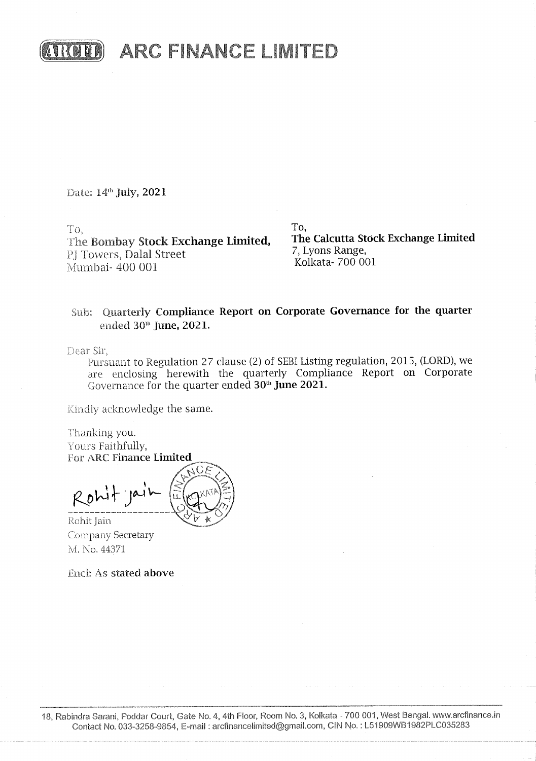# ARC FINANCE LIMITED

Date: 14th July, 2021

To,
**The Bombay Stock Exchange Limited,**
PJ Towers, Dalal Street
Mumbai- 400 001

To,
**The Calcutta Stock Exchange Limited**
7, Lyons Range,
Kolkata- 700 001

**Sub: Quarterly Compliance Report on Corporate Governance for the quarter ended 30th June, 2021.**

Dear Sir,

Pursuant to Regulation 27 clause (2) of SEBI Listing regulation, 2015, (LORD), we are enclosing herewith the quarterly Compliance Report on Corporate Governance for the quarter ended **30th June 2021.**

Kindly acknowledge the same.

Thanking you.
Yours Faithfully,
**For ARC Finance Limited**

Rohit Jain
Company Secretary
M. No. 44371

**Encl: As stated above**

18, Rabindra Sarani, Poddar Court, Gate No. 4, 4th Floor, Room No. 3, Kolkata - 700 001, West Bengal. www.arcfinance.in
Contact No. 033-3258-9854, E-mail : arcfinancelimited@gmail.com, CIN No. : L51909WB1982PLC035283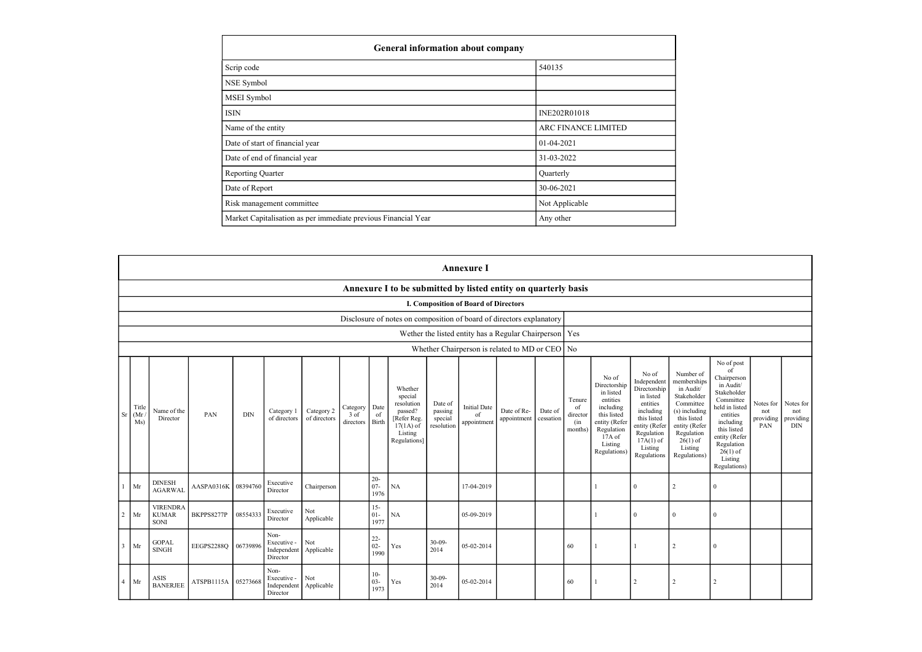| General information about company | |
|---|---|
| Scrip code | 540135 |
| NSE Symbol | |
| MSEI Symbol | |
| ISIN | INE202R01018 |
| Name of the entity | ARC FINANCE LIMITED |
| Date of start of financial year | 01-04-2021 |
| Date of end of financial year | 31-03-2022 |
| Reporting Quarter | Quarterly |
| Date of Report | 30-06-2021 |
| Risk management committee | Not Applicable |
| Market Capitalisation as per immediate previous Financial Year | Any other |

## Annexure I

### Annexure I to be submitted by listed entity on quarterly basis

#### I. Composition of Board of Directors

| | |
|---|---|
| Disclosure of notes on composition of board of directors explanatory | |
| Wether the listed entity has a Regular Chairperson | Yes |
| Whether Chairperson is related to MD or CEO | No |

| Sr | Title (Mr / Ms) | Name of the Director | PAN | DIN | Category 1 of directors | Category 2 of directors | Category 3 of directors | Date of Birth | Whether special resolution passed? [Refer Reg. 17(1A) of Listing Regulations] | Date of passing special resolution | Initial Date of appointment | Date of Re-appointment | Date of cessation | Tenure of director (in months) | No of Directorship in listed entities including this listed entity (Refer Regulation 17A of Listing Regulations) | No of Independent Directorship in listed entities including this listed entity (Refer Regulation 17A(1) of Listing Regulations | Number of memberships in Audit/ Stakeholder Committee (s) including this listed entity (Refer Regulation 26(1) of Listing Regulations) | No of post of Chairperson in Audit/ Stakeholder Committee held in listed entities including this listed entity (Refer Regulation 26(1) of Listing Regulations) | Notes for not providing PAN | Notes for not providing DIN |
|---|---|---|---|---|---|---|---|---|---|---|---|---|---|---|---|---|---|---|---|---|
| 1 | Mr | DINESH AGARWAL | AASPA0316K | 08394760 | Executive Director | Chairperson | | 20-07-1976 | NA | | 17-04-2019 | | | | 1 | 0 | 2 | 0 | | |
| 2 | Mr | VIRENDRA KUMAR SONI | BKPPS8277P | 08554333 | Executive Director | Not Applicable | | 15-01-1977 | NA | | 05-09-2019 | | | | 1 | 0 | 0 | 0 | | |
| 3 | Mr | GOPAL SINGH | EEGPS2288Q | 06739896 | Non-Executive - Independent Director | Not Applicable | | 22-02-1990 | Yes | 30-09-2014 | 05-02-2014 | | | 60 | 1 | 1 | 2 | 0 | | |
| 4 | Mr | ASIS BANERJEE | ATSPB1115A | 05273668 | Non-Executive - Independent Director | Not Applicable | | 10-03-1973 | Yes | 30-09-2014 | 05-02-2014 | | | 60 | 1 | 2 | 2 | 2 | | |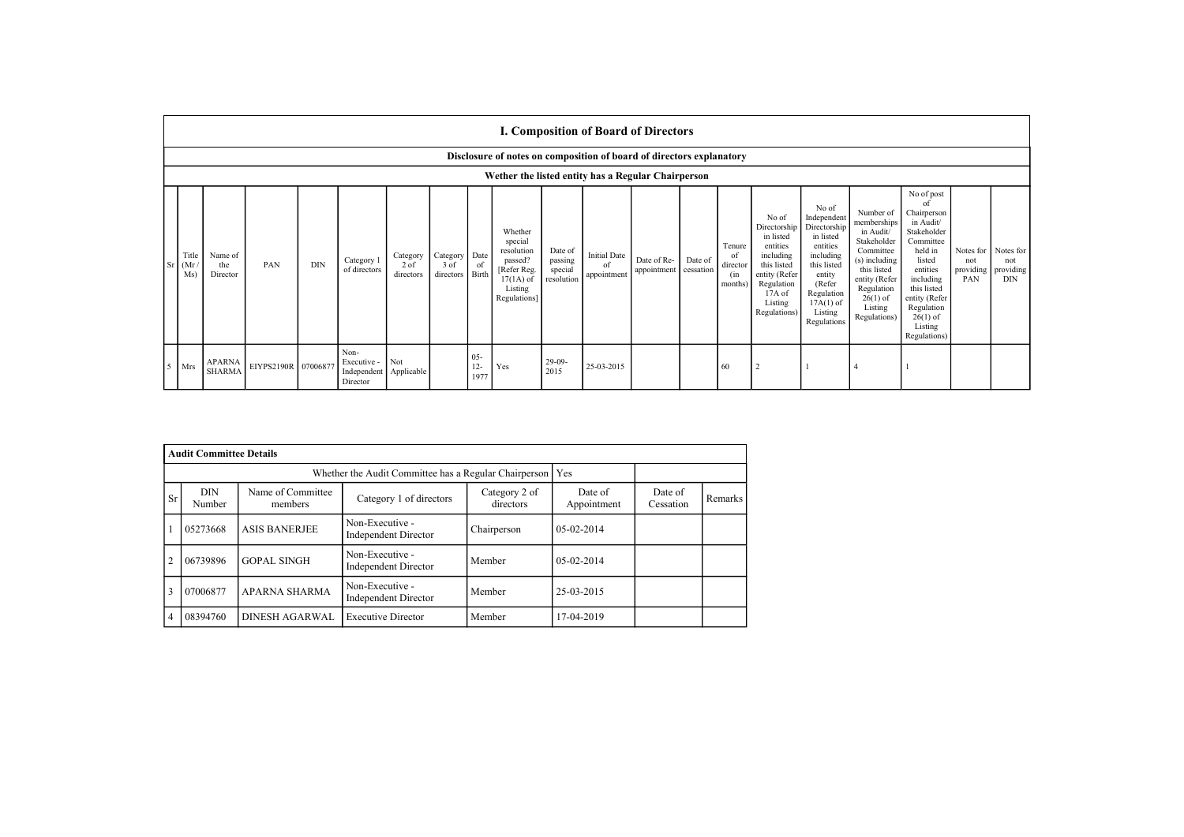## I. Composition of Board of Directors

**Disclosure of notes on composition of board of directors explanatory**

**Wether the listed entity has a Regular Chairperson**

| Sr | Title (Mr / Ms) | Name of the Director | PAN | DIN | Category 1 of directors | Category 2 of directors | Category 3 of directors | Date of Birth | Whether special resolution passed? [Refer Reg. 17(1A) of Listing Regulations] | Date of passing special resolution | Initial Date of appointment | Date of Re-appointment | Date of cessation | Tenure of director (in months) | No of Directorship in listed entities including this listed entity (Refer Regulation 17A of Listing Regulations) | No of Independent Directorship in listed entities including this listed entity (Refer Regulation 17A(1) of Listing Regulations | Number of memberships in Audit/ Stakeholder Committee (s) including this listed entity (Refer Regulation 26(1) of Listing Regulations) | No of post of Chairperson in Audit/ Stakeholder Committee held in listed entities including this listed entity (Refer Regulation 26(1) of Listing Regulations) | Notes for not providing PAN | Notes for not providing DIN |
|---|---|---|---|---|---|---|---|---|---|---|---|---|---|---|---|---|---|---|---|---|
| 5 | Mrs | APARNA SHARMA | EIYPS2190R | 07006877 | Non-Executive - Independent Director | Not Applicable | | 05-12-1977 | Yes | 29-09-2015 | 25-03-2015 | | | 60 | 2 | 1 | 4 | 1 | | |

**Audit Committee Details**

| Sr | DIN Number | Name of Committee members | Category 1 of directors | Category 2 of directors | Date of Appointment | Date of Cessation | Remarks |
|---|---|---|---|---|---|---|---|
| | | | | Whether the Audit Committee has a Regular Chairperson | Yes | | |
| 1 | 05273668 | ASIS BANERJEE | Non-Executive - Independent Director | Chairperson | 05-02-2014 | | |
| 2 | 06739896 | GOPAL SINGH | Non-Executive - Independent Director | Member | 05-02-2014 | | |
| 3 | 07006877 | APARNA SHARMA | Non-Executive - Independent Director | Member | 25-03-2015 | | |
| 4 | 08394760 | DINESH AGARWAL | Executive Director | Member | 17-04-2019 | | |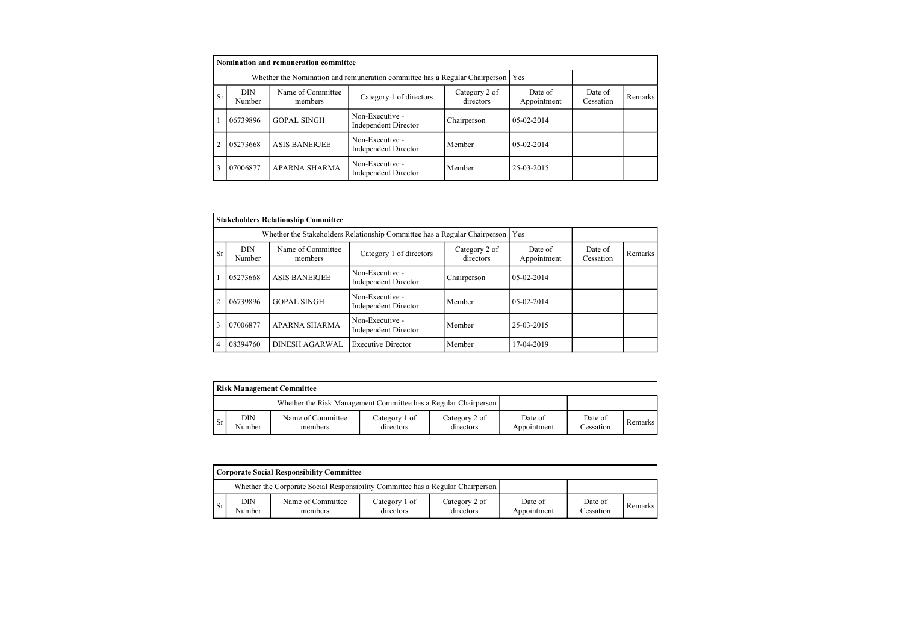## Nomination and remuneration committee

| | | | | | | | |
|---|---|---|---|---|---|---|---|
| Whether the Nomination and remuneration committee has a Regular Chairperson | | | | | Yes | | |
| Sr | DIN Number | Name of Committee members | Category 1 of directors | Category 2 of directors | Date of Appointment | Date of Cessation | Remarks |
| 1 | 06739896 | GOPAL SINGH | Non-Executive - Independent Director | Chairperson | 05-02-2014 | | |
| 2 | 05273668 | ASIS BANERJEE | Non-Executive - Independent Director | Member | 05-02-2014 | | |
| 3 | 07006877 | APARNA SHARMA | Non-Executive - Independent Director | Member | 25-03-2015 | | |

## Stakeholders Relationship Committee

| | | | | | | | |
|---|---|---|---|---|---|---|---|
| Whether the Stakeholders Relationship Committee has a Regular Chairperson | | | | | Yes | | |
| Sr | DIN Number | Name of Committee members | Category 1 of directors | Category 2 of directors | Date of Appointment | Date of Cessation | Remarks |
| 1 | 05273668 | ASIS BANERJEE | Non-Executive - Independent Director | Chairperson | 05-02-2014 | | |
| 2 | 06739896 | GOPAL SINGH | Non-Executive - Independent Director | Member | 05-02-2014 | | |
| 3 | 07006877 | APARNA SHARMA | Non-Executive - Independent Director | Member | 25-03-2015 | | |
| 4 | 08394760 | DINESH AGARWAL | Executive Director | Member | 17-04-2019 | | |

## Risk Management Committee

| | | | | | | | |
|---|---|---|---|---|---|---|---|
| Whether the Risk Management Committee has a Regular Chairperson | | | | | | | |
| Sr | DIN Number | Name of Committee members | Category 1 of directors | Category 2 of directors | Date of Appointment | Date of Cessation | Remarks |

## Corporate Social Responsibility Committee

| | | | | | | | |
|---|---|---|---|---|---|---|---|
| Whether the Corporate Social Responsibility Committee has a Regular Chairperson | | | | | | | |
| Sr | DIN Number | Name of Committee members | Category 1 of directors | Category 2 of directors | Date of Appointment | Date of Cessation | Remarks |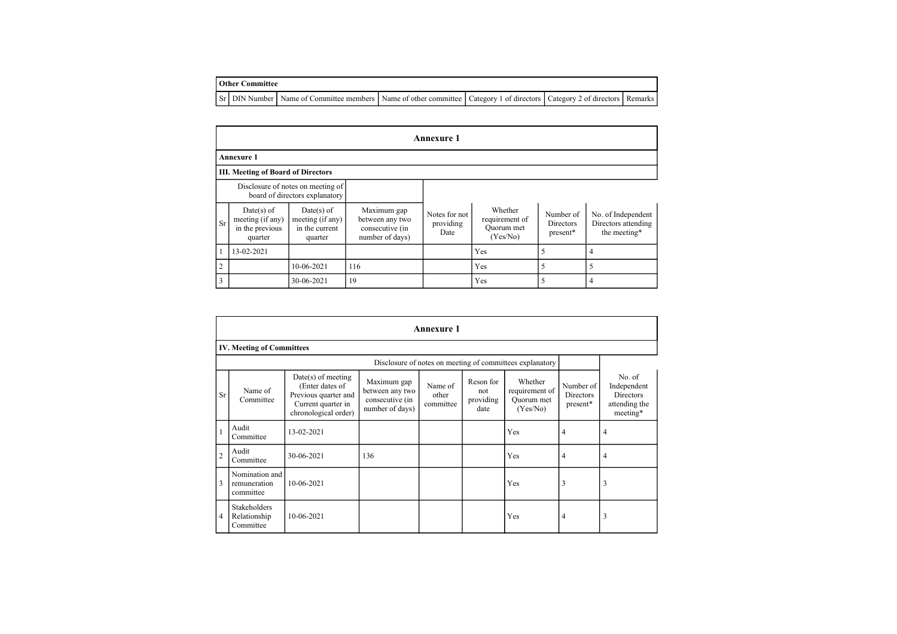| Other Committee | | | | | | |
|---|---|---|---|---|---|---|
| Sr | DIN Number | Name of Committee members | Name of other committee | Category 1 of directors | Category 2 of directors | Remarks |

## Annexure 1

**Annexure 1**

**III. Meeting of Board of Directors**

| | Disclosure of notes on meeting of board of directors explanatory | | | | | | |
|---|---|---|---|---|---|---|---|
| Sr | Date(s) of meeting (if any) in the previous quarter | Date(s) of meeting (if any) in the current quarter | Maximum gap between any two consecutive (in number of days) | Notes for not providing Date | Whether requirement of Quorum met (Yes/No) | Number of Directors present* | No. of Independent Directors attending the meeting* |
| 1 | 13-02-2021 | | | | Yes | 5 | 4 |
| 2 | | 10-06-2021 | 116 | | Yes | 5 | 5 |
| 3 | | 30-06-2021 | 19 | | Yes | 5 | 4 |

## Annexure 1

**IV. Meeting of Committees**

| | | Disclosure of notes on meeting of committees explanatory | | | | | | |
|---|---|---|---|---|---|---|---|---|
| Sr | Name of Committee | Date(s) of meeting (Enter dates of Previous quarter and Current quarter in chronological order) | Maximum gap between any two consecutive (in number of days) | Name of other committee | Reson for not providing date | Whether requirement of Quorum met (Yes/No) | Number of Directors present* | No. of Independent Directors attending the meeting* |
| 1 | Audit Committee | 13-02-2021 | | | | Yes | 4 | 4 |
| 2 | Audit Committee | 30-06-2021 | 136 | | | Yes | 4 | 4 |
| 3 | Nomination and remuneration committee | 10-06-2021 | | | | Yes | 3 | 3 |
| 4 | Stakeholders Relationship Committee | 10-06-2021 | | | | Yes | 4 | 3 |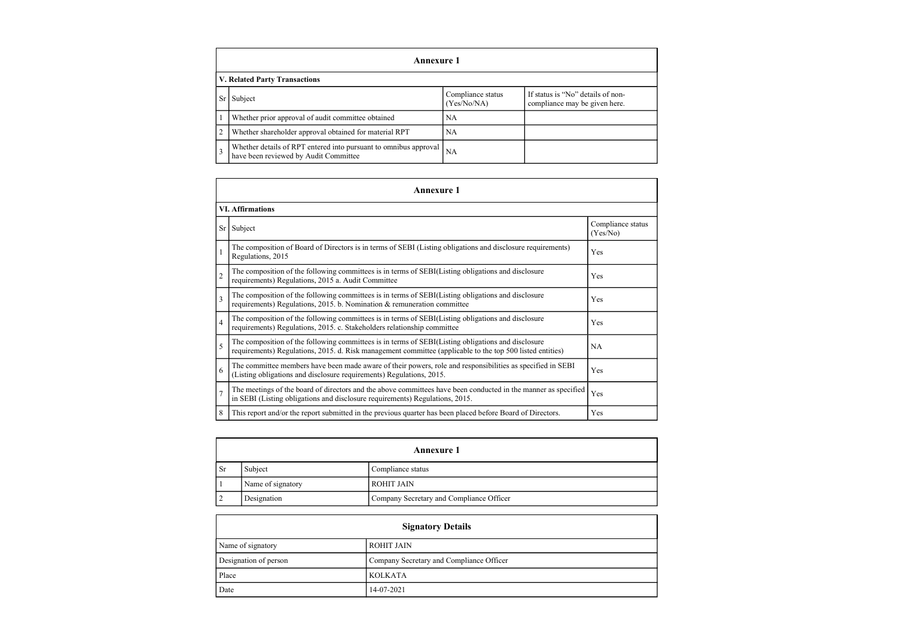## Annexure 1

**V. Related Party Transactions**

| Sr | Subject | Compliance status (Yes/No/NA) | If status is "No" details of non-compliance may be given here. |
|---|---|---|---|
| 1 | Whether prior approval of audit committee obtained | NA | |
| 2 | Whether shareholder approval obtained for material RPT | NA | |
| 3 | Whether details of RPT entered into pursuant to omnibus approval have been reviewed by Audit Committee | NA | |

## Annexure 1

**VI. Affirmations**

| Sr | Subject | Compliance status (Yes/No) |
|---|---|---|
| 1 | The composition of Board of Directors is in terms of SEBI (Listing obligations and disclosure requirements) Regulations, 2015 | Yes |
| 2 | The composition of the following committees is in terms of SEBI(Listing obligations and disclosure requirements) Regulations, 2015 a. Audit Committee | Yes |
| 3 | The composition of the following committees is in terms of SEBI(Listing obligations and disclosure requirements) Regulations, 2015. b. Nomination & remuneration committee | Yes |
| 4 | The composition of the following committees is in terms of SEBI(Listing obligations and disclosure requirements) Regulations, 2015. c. Stakeholders relationship committee | Yes |
| 5 | The composition of the following committees is in terms of SEBI(Listing obligations and disclosure requirements) Regulations, 2015. d. Risk management committee (applicable to the top 500 listed entities) | NA |
| 6 | The committee members have been made aware of their powers, role and responsibilities as specified in SEBI (Listing obligations and disclosure requirements) Regulations, 2015. | Yes |
| 7 | The meetings of the board of directors and the above committees have been conducted in the manner as specified in SEBI (Listing obligations and disclosure requirements) Regulations, 2015. | Yes |
| 8 | This report and/or the report submitted in the previous quarter has been placed before Board of Directors. | Yes |

## Annexure 1

| Sr | Subject | Compliance status |
|---|---|---|
| 1 | Name of signatory | ROHIT JAIN |
| 2 | Designation | Company Secretary and Compliance Officer |

## Signatory Details

| | |
|---|---|
| Name of signatory | ROHIT JAIN |
| Designation of person | Company Secretary and Compliance Officer |
| Place | KOLKATA |
| Date | 14-07-2021 |